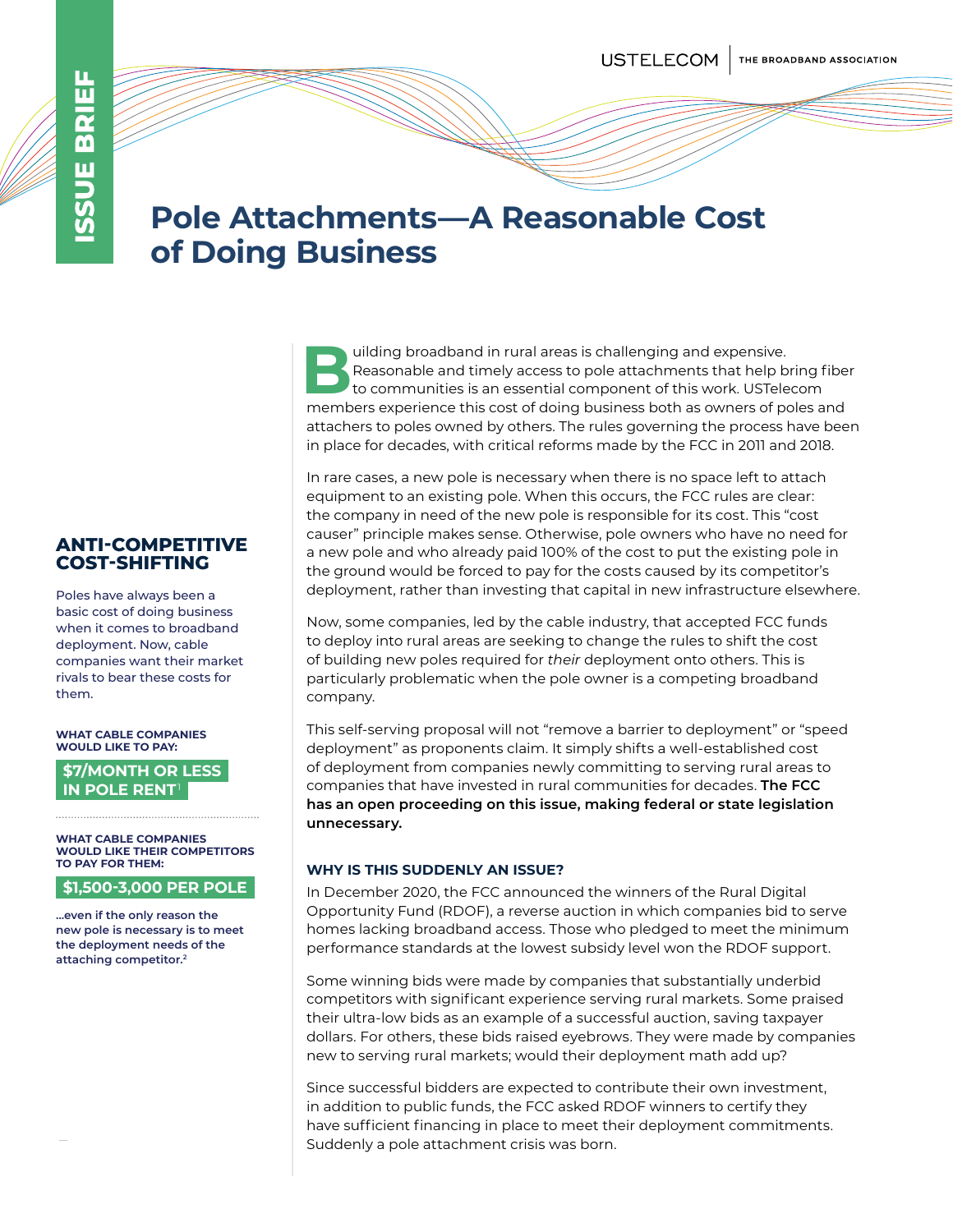ISSUE BRIEF

USTELECOM | THE BROADBAND ASSOCIATION

# Pole Attachments—A Reasonable Cost of Doing Business

Building broadband in rural areas is challenging and expensive. Reasonable and timely access to pole attachments that help bring fiber to communities is an essential component of this work. USTelecom members experience this cost of doing business both as owners of poles and attachers to poles owned by others. The rules governing the process have been in place for decades, with critical reforms made by the FCC in 2011 and 2018.

In rare cases, a new pole is necessary when there is no space left to attach equipment to an existing pole. When this occurs, the FCC rules are clear: the company in need of the new pole is responsible for its cost. This "cost causer" principle makes sense. Otherwise, pole owners who have no need for a new pole and who already paid 100% of the cost to put the existing pole in the ground would be forced to pay for the costs caused by its competitor's deployment, rather than investing that capital in new infrastructure elsewhere.

Now, some companies, led by the cable industry, that accepted FCC funds to deploy into rural areas are seeking to change the rules to shift the cost of building new poles required for *their* deployment onto others. This is particularly problematic when the pole owner is a competing broadband company.

This self-serving proposal will not "remove a barrier to deployment" or "speed deployment" as proponents claim. It simply shifts a well-established cost of deployment from companies newly committing to serving rural areas to companies that have invested in rural communities for decades. **The FCC has an open proceeding on this issue, making federal or state legislation unnecessary.**

### WHY IS THIS SUDDENLY AN ISSUE?

In December 2020, the FCC announced the winners of the Rural Digital Opportunity Fund (RDOF), a reverse auction in which companies bid to serve homes lacking broadband access. Those who pledged to meet the minimum performance standards at the lowest subsidy level won the RDOF support.

Some winning bids were made by companies that substantially underbid competitors with significant experience serving rural markets. Some praised their ultra-low bids as an example of a successful auction, saving taxpayer dollars. For others, these bids raised eyebrows. They were made by companies new to serving rural markets; would their deployment math add up?

Since successful bidders are expected to contribute their own investment, in addition to public funds, the FCC asked RDOF winners to certify they have sufficient financing in place to meet their deployment commitments. Suddenly a pole attachment crisis was born.

## ANTI-COMPETITIVE COST-SHIFTING

Poles have always been a basic cost of doing business when it comes to broadband deployment. Now, cable companies want their market rivals to bear these costs for them.

**WHAT CABLE COMPANIES WOULD LIKE TO PAY:**

**$7/MONTH OR LESS IN POLE RENT[1]**

**WHAT CABLE COMPANIES WOULD LIKE THEIR COMPETITORS TO PAY FOR THEM:**

**$1,500-3,000 PER POLE**

**...even if the only reason the new pole is necessary is to meet the deployment needs of the attaching competitor.[2]**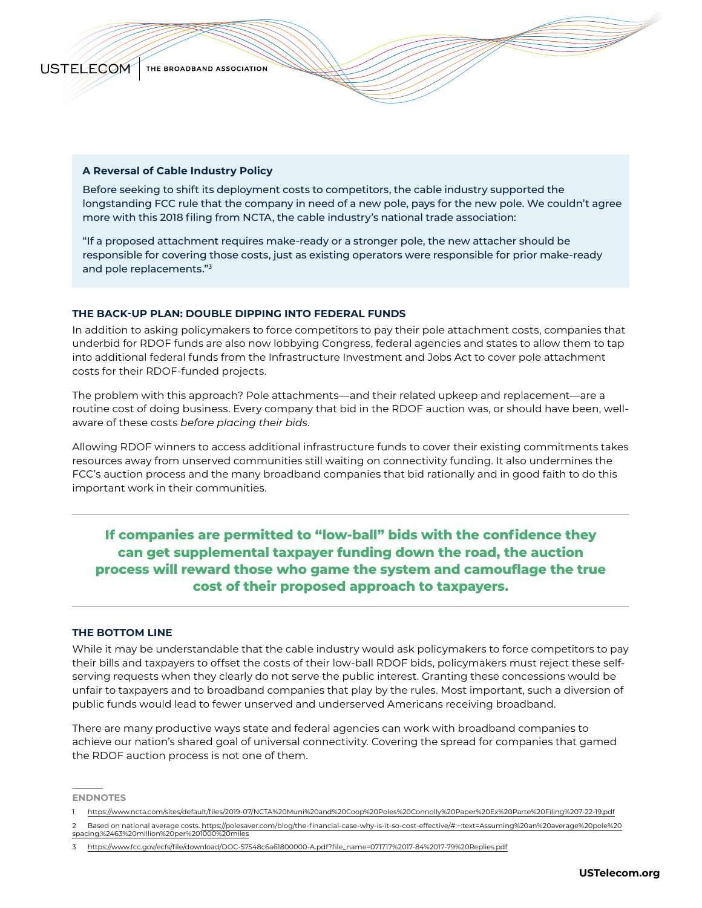**A Reversal of Cable Industry Policy**

Before seeking to shift its deployment costs to competitors, the cable industry supported the longstanding FCC rule that the company in need of a new pole, pays for the new pole. We couldn't agree more with this 2018 filing from NCTA, the cable industry's national trade association:

"If a proposed attachment requires make-ready or a stronger pole, the new attacher should be responsible for covering those costs, just as existing operators were responsible for prior make-ready and pole replacements."[3]

## THE BACK-UP PLAN: DOUBLE DIPPING INTO FEDERAL FUNDS

In addition to asking policymakers to force competitors to pay their pole attachment costs, companies that underbid for RDOF funds are also now lobbying Congress, federal agencies and states to allow them to tap into additional federal funds from the Infrastructure Investment and Jobs Act to cover pole attachment costs for their RDOF-funded projects.

The problem with this approach? Pole attachments—and their related upkeep and replacement—are a routine cost of doing business. Every company that bid in the RDOF auction was, or should have been, well-aware of these costs *before placing their bids*.

Allowing RDOF winners to access additional infrastructure funds to cover their existing commitments takes resources away from unserved communities still waiting on connectivity funding. It also undermines the FCC's auction process and the many broadband companies that bid rationally and in good faith to do this important work in their communities.

---

**If companies are permitted to "low-ball" bids with the confidence they can get supplemental taxpayer funding down the road, the auction process will reward those who game the system and camouflage the true cost of their proposed approach to taxpayers.**

---

## THE BOTTOM LINE

While it may be understandable that the cable industry would ask policymakers to force competitors to pay their bills and taxpayers to offset the costs of their low-ball RDOF bids, policymakers must reject these self-serving requests when they clearly do not serve the public interest. Granting these concessions would be unfair to taxpayers and to broadband companies that play by the rules. Most important, such a diversion of public funds would lead to fewer unserved and underserved Americans receiving broadband.

There are many productive ways state and federal agencies can work with broadband companies to achieve our nation's shared goal of universal connectivity. Covering the spread for companies that gamed the RDOF auction process is not one of them.

**ENDNOTES**

1 https://www.ncta.com/sites/default/files/2019-07/NCTA%20Muni%20and%20Coop%20Poles%20Connolly%20Paper%20Ex%20Parte%20Filing%207-22-19.pdf

2 Based on national average costs. https://polesaver.com/blog/the-financial-case-why-is-it-so-cost-effective/#:~:text=Assuming%20an%20average%20pole%20spacing,%2463%20million%20per%201000%20miles

3 https://www.fcc.gov/ecfs/file/download/DOC-57548c6a61800000-A.pdf?file_name=071717%2017-84%2017-79%20Replies.pdf